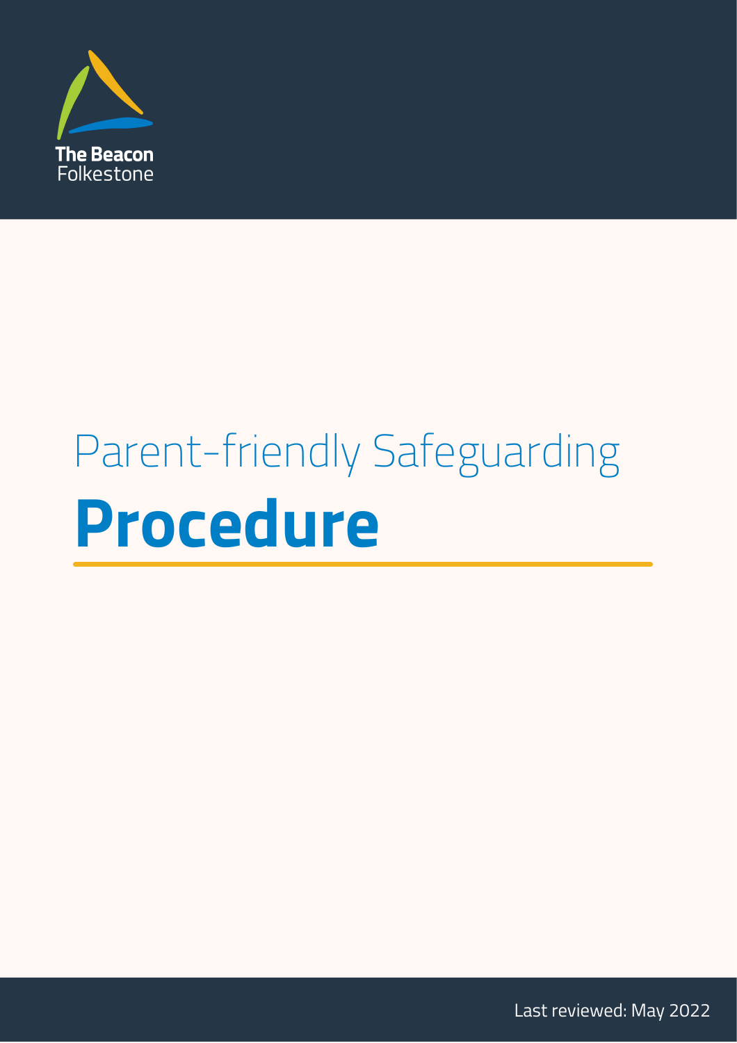The Beacon
Folkestone

# Parent-friendly Safeguarding **Procedure**

Last reviewed: May 2022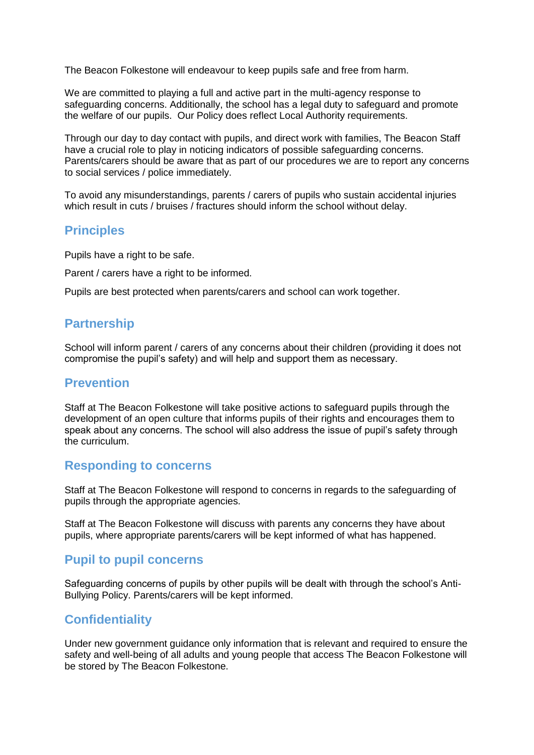The Beacon Folkestone will endeavour to keep pupils safe and free from harm.

We are committed to playing a full and active part in the multi-agency response to safeguarding concerns. Additionally, the school has a legal duty to safeguard and promote the welfare of our pupils. Our Policy does reflect Local Authority requirements.

Through our day to day contact with pupils, and direct work with families, The Beacon Staff have a crucial role to play in noticing indicators of possible safeguarding concerns. Parents/carers should be aware that as part of our procedures we are to report any concerns to social services / police immediately.

To avoid any misunderstandings, parents / carers of pupils who sustain accidental injuries which result in cuts / bruises / fractures should inform the school without delay.

## Principles

Pupils have a right to be safe.

Parent / carers have a right to be informed.

Pupils are best protected when parents/carers and school can work together.

## Partnership

School will inform parent / carers of any concerns about their children (providing it does not compromise the pupil's safety) and will help and support them as necessary.

## Prevention

Staff at The Beacon Folkestone will take positive actions to safeguard pupils through the development of an open culture that informs pupils of their rights and encourages them to speak about any concerns. The school will also address the issue of pupil's safety through the curriculum.

## Responding to concerns

Staff at The Beacon Folkestone will respond to concerns in regards to the safeguarding of pupils through the appropriate agencies.

Staff at The Beacon Folkestone will discuss with parents any concerns they have about pupils, where appropriate parents/carers will be kept informed of what has happened.

## Pupil to pupil concerns

Safeguarding concerns of pupils by other pupils will be dealt with through the school's Anti-Bullying Policy. Parents/carers will be kept informed.

## Confidentiality

Under new government guidance only information that is relevant and required to ensure the safety and well-being of all adults and young people that access The Beacon Folkestone will be stored by The Beacon Folkestone.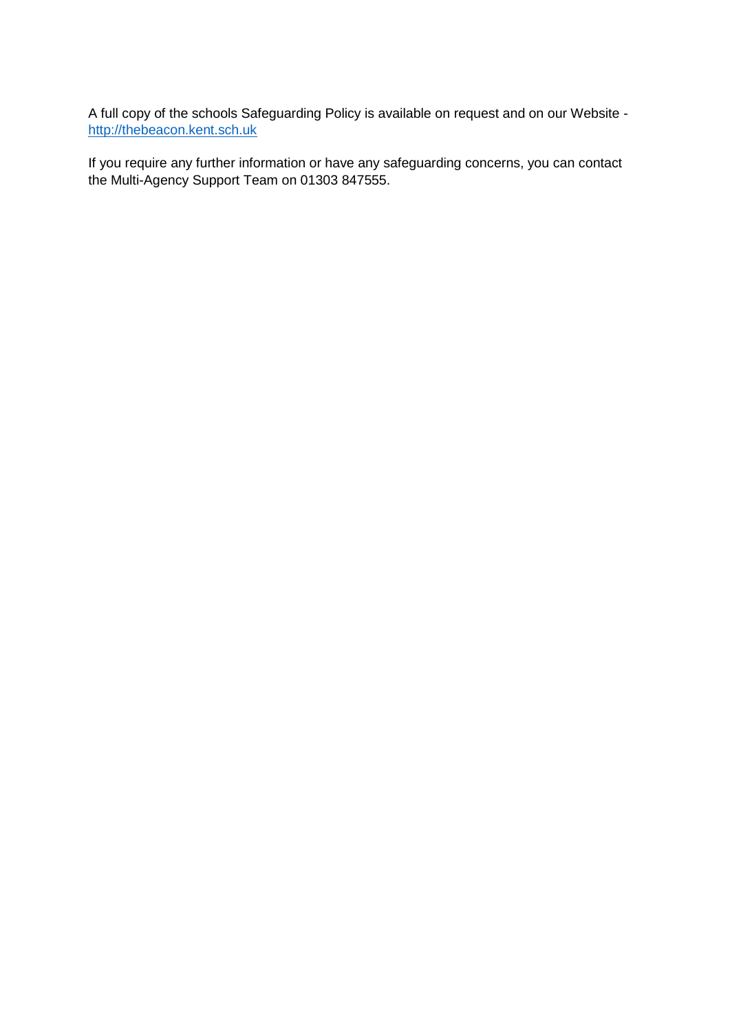A full copy of the schools Safeguarding Policy is available on request and on our Website - [http://thebeacon.kent.sch.uk](http://thebeacon.kent.sch.uk)

If you require any further information or have any safeguarding concerns, you can contact the Multi-Agency Support Team on 01303 847555.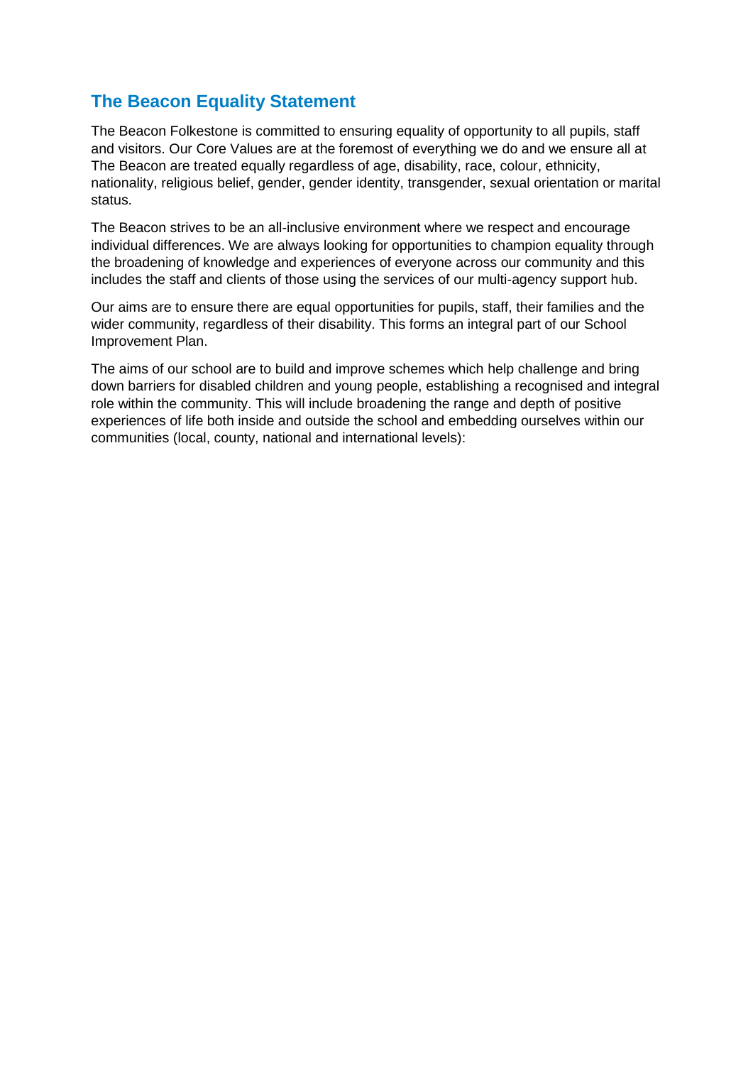## The Beacon Equality Statement

The Beacon Folkestone is committed to ensuring equality of opportunity to all pupils, staff and visitors. Our Core Values are at the foremost of everything we do and we ensure all at The Beacon are treated equally regardless of age, disability, race, colour, ethnicity, nationality, religious belief, gender, gender identity, transgender, sexual orientation or marital status.

The Beacon strives to be an all-inclusive environment where we respect and encourage individual differences. We are always looking for opportunities to champion equality through the broadening of knowledge and experiences of everyone across our community and this includes the staff and clients of those using the services of our multi-agency support hub.

Our aims are to ensure there are equal opportunities for pupils, staff, their families and the wider community, regardless of their disability. This forms an integral part of our School Improvement Plan.

The aims of our school are to build and improve schemes which help challenge and bring down barriers for disabled children and young people, establishing a recognised and integral role within the community. This will include broadening the range and depth of positive experiences of life both inside and outside the school and embedding ourselves within our communities (local, county, national and international levels):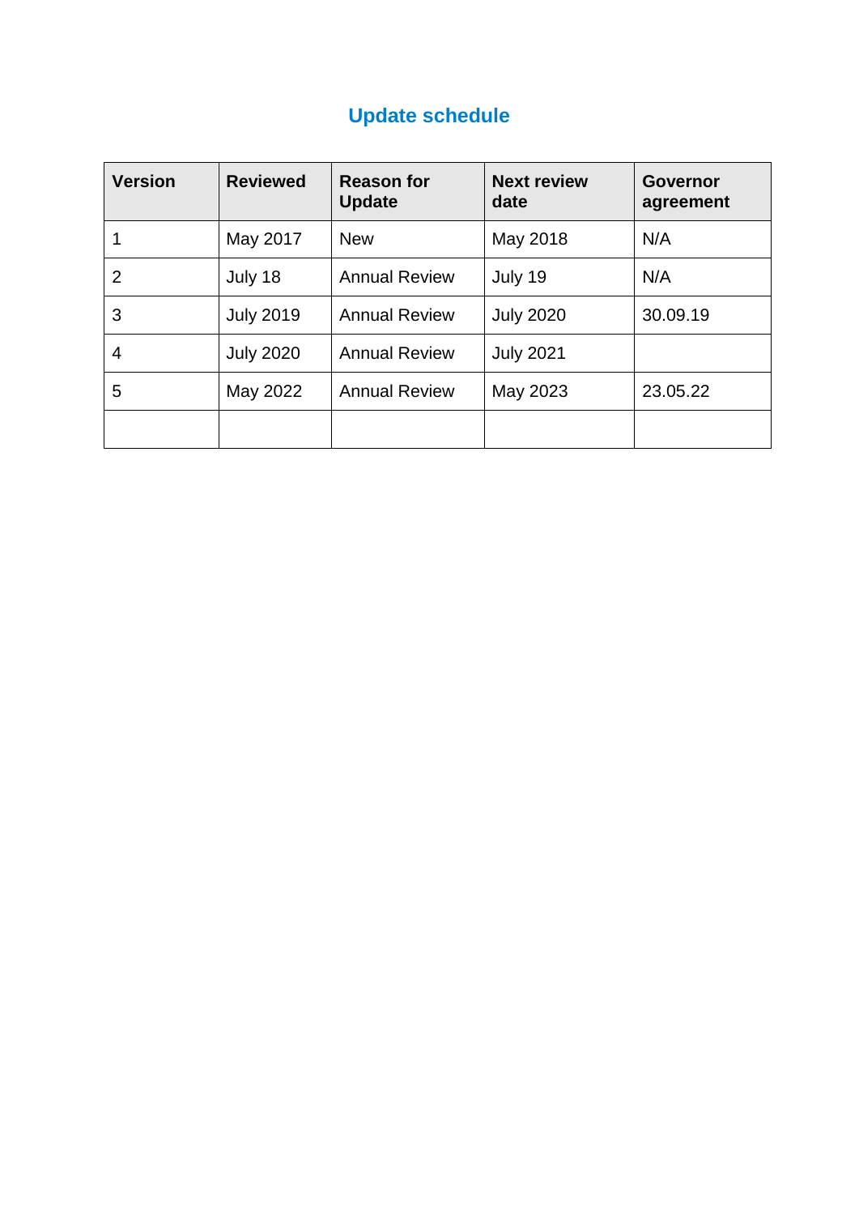## Update schedule

| Version | Reviewed | Reason for Update | Next review date | Governor agreement |
|---|---|---|---|---|
| 1 | May 2017 | New | May 2018 | N/A |
| 2 | July 18 | Annual Review | July 19 | N/A |
| 3 | July 2019 | Annual Review | July 2020 | 30.09.19 |
| 4 | July 2020 | Annual Review | July 2021 | |
| 5 | May 2022 | Annual Review | May 2023 | 23.05.22 |
| | | | | |